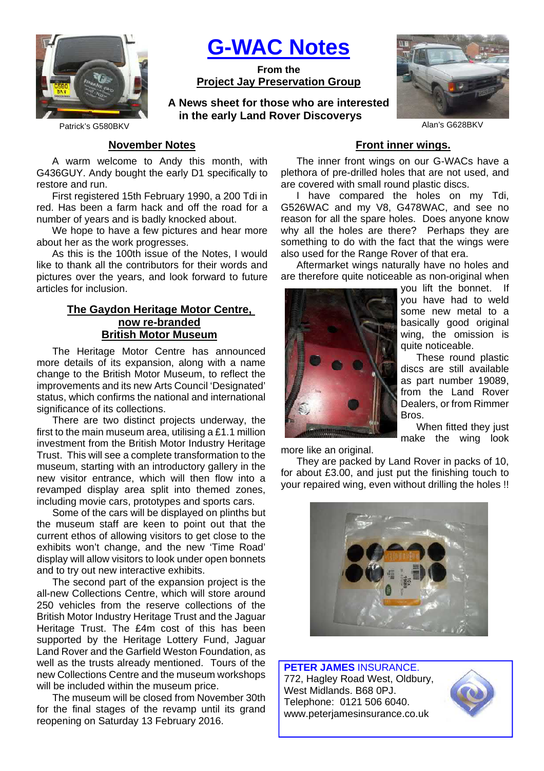# G-WAC Notes

**From the**
**Project Jay Preservation Group**

**A News sheet for those who are interested in the early Land Rover Discoverys**

Patrick's G580BKV

Alan's G628BKV

## November Notes

A warm welcome to Andy this month, with G436GUY. Andy bought the early D1 specifically to restore and run.

First registered 15th February 1990, a 200 Tdi in red. Has been a farm hack and off the road for a number of years and is badly knocked about.

We hope to have a few pictures and hear more about her as the work progresses.

As this is the 100th issue of the Notes, I would like to thank all the contributors for their words and pictures over the years, and look forward to future articles for inclusion.

## The Gaydon Heritage Motor Centre, now re-branded British Motor Museum

The Heritage Motor Centre has announced more details of its expansion, along with a name change to the British Motor Museum, to reflect the improvements and its new Arts Council 'Designated' status, which confirms the national and international significance of its collections.

There are two distinct projects underway, the first to the main museum area, utilising a £1.1 million investment from the British Motor Industry Heritage Trust. This will see a complete transformation to the museum, starting with an introductory gallery in the new visitor entrance, which will then flow into a revamped display area split into themed zones, including movie cars, prototypes and sports cars.

Some of the cars will be displayed on plinths but the museum staff are keen to point out that the current ethos of allowing visitors to get close to the exhibits won't change, and the new 'Time Road' display will allow visitors to look under open bonnets and to try out new interactive exhibits.

The second part of the expansion project is the all-new Collections Centre, which will store around 250 vehicles from the reserve collections of the British Motor Industry Heritage Trust and the Jaguar Heritage Trust. The £4m cost of this has been supported by the Heritage Lottery Fund, Jaguar Land Rover and the Garfield Weston Foundation, as well as the trusts already mentioned. Tours of the new Collections Centre and the museum workshops will be included within the museum price.

The museum will be closed from November 30th for the final stages of the revamp until its grand reopening on Saturday 13 February 2016.

## Front inner wings.

The inner front wings on our G-WACs have a plethora of pre-drilled holes that are not used, and are covered with small round plastic discs.

I have compared the holes on my Tdi, G526WAC and my V8, G478WAC, and see no reason for all the spare holes. Does anyone know why all the holes are there? Perhaps they are something to do with the fact that the wings were also used for the Range Rover of that era.

Aftermarket wings naturally have no holes and are therefore quite noticeable as non-original when you lift the bonnet. If you have had to weld some new metal to a basically good original wing, the omission is quite noticeable.

These round plastic discs are still available as part number 19089, from the Land Rover Dealers, or from Rimmer Bros.

When fitted they just make the wing look more like an original.

They are packed by Land Rover in packs of 10, for about £3.00, and just put the finishing touch to your repaired wing, even without drilling the holes !!

**PETER JAMES** INSURANCE.
772, Hagley Road West, Oldbury,
West Midlands. B68 0PJ.
Telephone: 0121 506 6040.
www.peterjamesinsurance.co.uk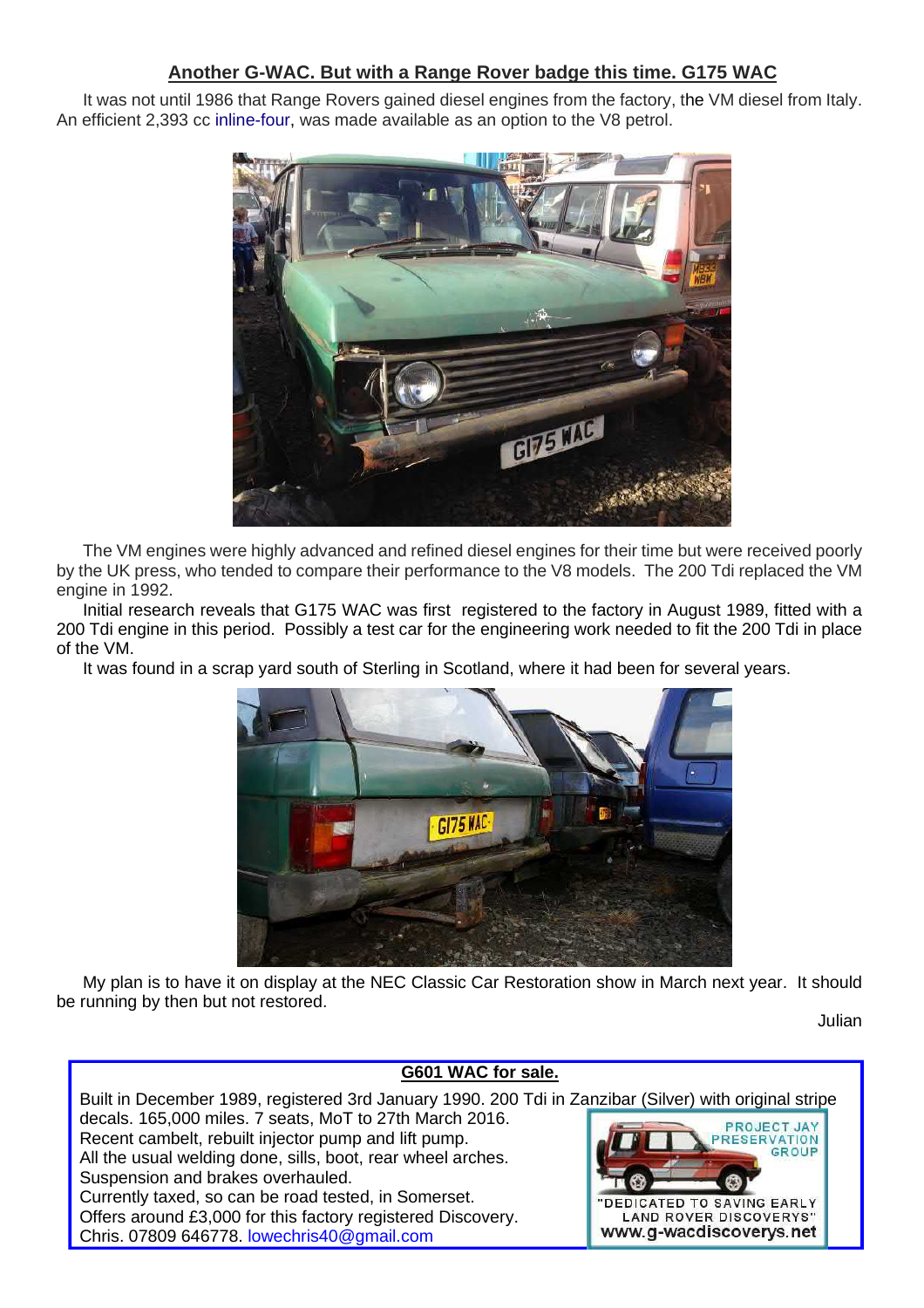## Another G-WAC. But with a Range Rover badge this time. G175 WAC

It was not until 1986 that Range Rovers gained diesel engines from the factory, the VM diesel from Italy. An efficient 2,393 cc inline-four, was made available as an option to the V8 petrol.

The VM engines were highly advanced and refined diesel engines for their time but were received poorly by the UK press, who tended to compare their performance to the V8 models. The 200 Tdi replaced the VM engine in 1992.

Initial research reveals that G175 WAC was first registered to the factory in August 1989, fitted with a 200 Tdi engine in this period. Possibly a test car for the engineering work needed to fit the 200 Tdi in place of the VM.

It was found in a scrap yard south of Sterling in Scotland, where it had been for several years.

My plan is to have it on display at the NEC Classic Car Restoration show in March next year. It should be running by then but not restored.

Julian

---

**G601 WAC for sale.**

Built in December 1989, registered 3rd January 1990. 200 Tdi in Zanzibar (Silver) with original stripe decals. 165,000 miles. 7 seats, MoT to 27th March 2016.
Recent cambelt, rebuilt injector pump and lift pump.
All the usual welding done, sills, boot, rear wheel arches.
Suspension and brakes overhauled.
Currently taxed, so can be road tested, in Somerset.
Offers around £3,000 for this factory registered Discovery.
Chris. 07809 646778. lowechris40@gmail.com

PROJECT JAY PRESERVATION GROUP
"DEDICATED TO SAVING EARLY LAND ROVER DISCOVERYS"
www.g-wacdiscoverys.net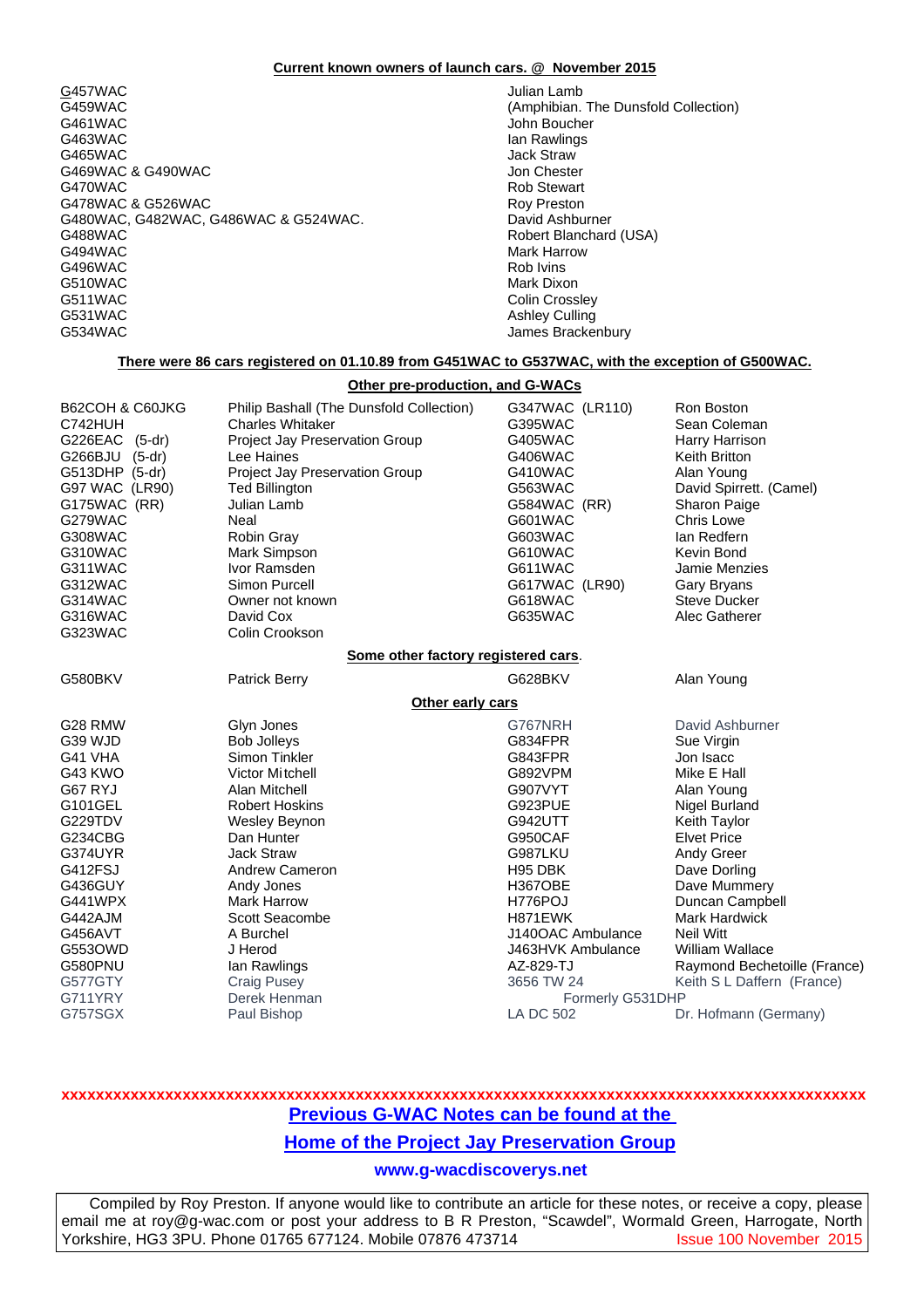**Current known owners of launch cars. @ November 2015**

| | |
|---|---|
| G457WAC | Julian Lamb |
| G459WAC | (Amphibian. The Dunsfold Collection) |
| G461WAC | John Boucher |
| G463WAC | Ian Rawlings |
| G465WAC | Jack Straw |
| G469WAC & G490WAC | Jon Chester |
| G470WAC | Rob Stewart |
| G478WAC & G526WAC | Roy Preston |
| G480WAC, G482WAC, G486WAC & G524WAC. | David Ashburner |
| G488WAC | Robert Blanchard (USA) |
| G494WAC | Mark Harrow |
| G496WAC | Rob Ivins |
| G510WAC | Mark Dixon |
| G511WAC | Colin Crossley |
| G531WAC | Ashley Culling |
| G534WAC | James Brackenbury |

**There were 86 cars registered on 01.10.89 from G451WAC to G537WAC, with the exception of G500WAC.**

**Other pre-production, and G-WACs**

| | | | |
|---|---|---|---|
| B62COH & C60JKG | Philip Bashall (The Dunsfold Collection) | G347WAC (LR110) | Ron Boston |
| C742HUH | Charles Whitaker | G395WAC | Sean Coleman |
| G226EAC (5-dr) | Project Jay Preservation Group | G405WAC | Harry Harrison |
| G266BJU (5-dr) | Lee Haines | G406WAC | Keith Britton |
| G513DHP (5-dr) | Project Jay Preservation Group | G410WAC | Alan Young |
| G97 WAC (LR90) | Ted Billington | G563WAC | David Spirrett. (Camel) |
| G175WAC (RR) | Julian Lamb | G584WAC (RR) | Sharon Paige |
| G279WAC | Neal | G601WAC | Chris Lowe |
| G308WAC | Robin Gray | G603WAC | Ian Redfern |
| G310WAC | Mark Simpson | G610WAC | Kevin Bond |
| G311WAC | Ivor Ramsden | G611WAC | Jamie Menzies |
| G312WAC | Simon Purcell | G617WAC (LR90) | Gary Bryans |
| G314WAC | Owner not known | G618WAC | Steve Ducker |
| G316WAC | David Cox | G635WAC | Alec Gatherer |
| G323WAC | Colin Crookson | | |

**Some other factory registered cars**.

| | | | |
|---|---|---|---|
| G580BKV | Patrick Berry | G628BKV | Alan Young |

**Other early cars**

| | | | |
|---|---|---|---|
| G28 RMW | Glyn Jones | G767NRH | David Ashburner |
| G39 WJD | Bob Jolleys | G834FPR | Sue Virgin |
| G41 VHA | Simon Tinkler | G843FPR | Jon Isacc |
| G43 KWO | Victor Mitchell | G892VPM | Mike E Hall |
| G67 RYJ | Alan Mitchell | G907VYT | Alan Young |
| G101GEL | Robert Hoskins | G923PUE | Nigel Burland |
| G229TDV | Wesley Beynon | G942UTT | Keith Taylor |
| G234CBG | Dan Hunter | G950CAF | Elvet Price |
| G374UYR | Jack Straw | G987LKU | Andy Greer |
| G412FSJ | Andrew Cameron | H95 DBK | Dave Dorling |
| G436GUY | Andy Jones | H367OBE | Dave Mummery |
| G441WPX | Mark Harrow | H776POJ | Duncan Campbell |
| G442AJM | Scott Seacombe | H871EWK | Mark Hardwick |
| G456AVT | A Burchel | J140OAC Ambulance | Neil Witt |
| G553OWD | J Herod | J463HVK Ambulance | William Wallace |
| G580PNU | Ian Rawlings | AZ-829-TJ | Raymond Bechetoille (France) |
| G577GTY | Craig Pusey | 3656 TW 24 | Keith S L Daffern (France) |
| G711YRY | Derek Henman | Formerly G531DHP | |
| G757SGX | Paul Bishop | LA DC 502 | Dr. Hofmann (Germany) |

xxxxxxxxxxxxxxxxxxxxxxxxxxxxxxxxxxxxxxxxxxxxxxxxxxxxxxxxxxxxxxxxxxxxxxxxxxxxxxxxxxxxxxxxxxx

**Previous G-WAC Notes can be found at the**

**Home of the Project Jay Preservation Group**

**www.g-wacdiscoverys.net**

Compiled by Roy Preston. If anyone would like to contribute an article for these notes, or receive a copy, please email me at roy@g-wac.com or post your address to B R Preston, "Scawdel", Wormald Green, Harrogate, North Yorkshire, HG3 3PU. Phone 01765 677124. Mobile 07876 473714 Issue 100 November 2015